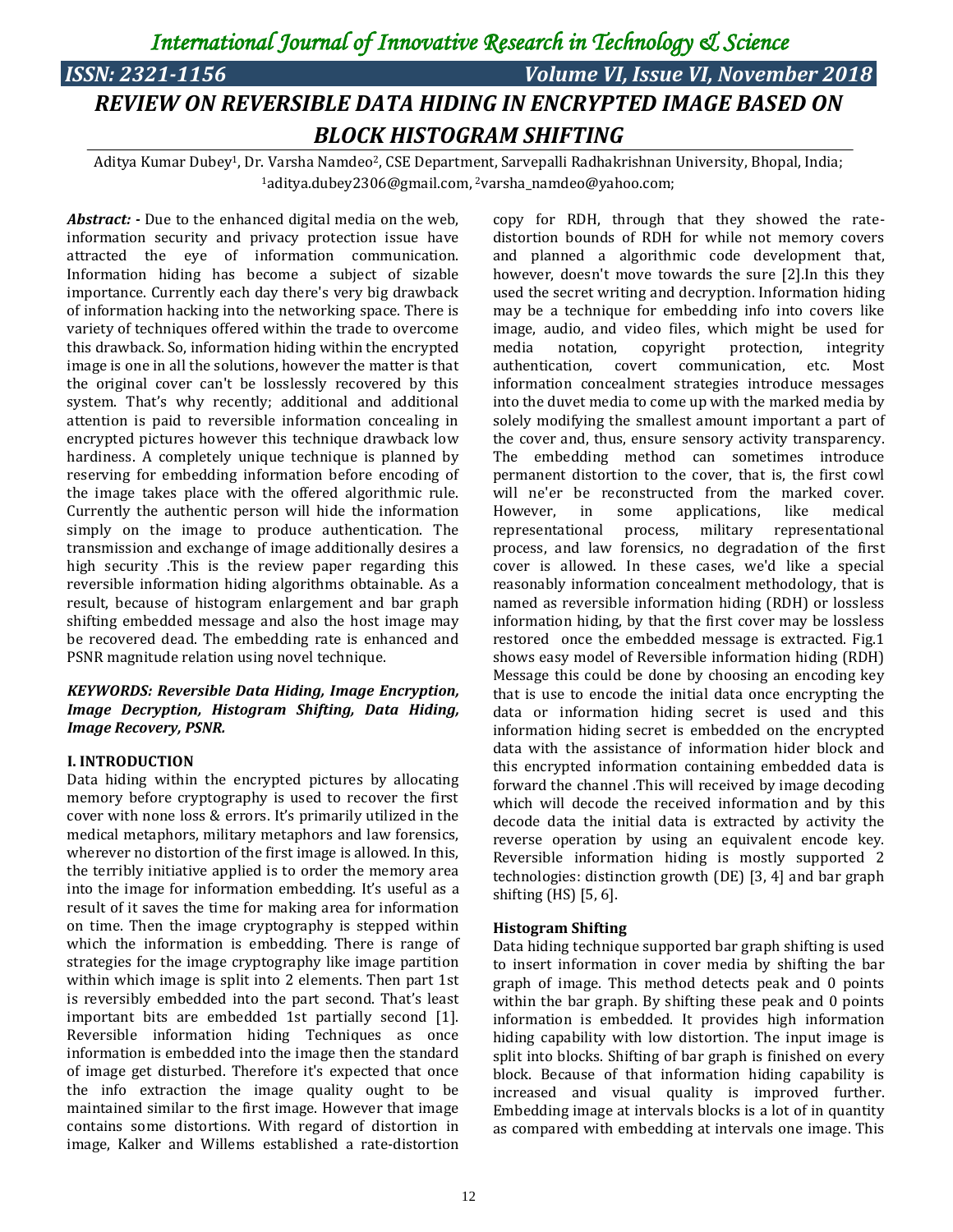# REVIEW ON REVERSIBLE DATA HIDING IN ENCRYPTED IMAGE BASED ON BLOCK HISTOGRAM SHIFTING

Aditya Kumar Dubey[1], Dr. Varsha Namdeo[2], CSE Department, Sarvepalli Radhakrishnan University, Bhopal, India; [1]aditya.dubey2306@gmail.com, [2]varsha_namdeo@yahoo.com;

***Abstract: -*** Due to the enhanced digital media on the web, information security and privacy protection issue have attracted the eye of information communication. Information hiding has become a subject of sizable importance. Currently each day there's very big drawback of information hacking into the networking space. There is variety of techniques offered within the trade to overcome this drawback. So, information hiding within the encrypted image is one in all the solutions, however the matter is that the original cover can't be losslessly recovered by this system. That's why recently; additional and additional attention is paid to reversible information concealing in encrypted pictures however this technique drawback low hardiness. A completely unique technique is planned by reserving for embedding information before encoding of the image takes place with the offered algorithmic rule. Currently the authentic person will hide the information simply on the image to produce authentication. The transmission and exchange of image additionally desires a high security .This is the review paper regarding this reversible information hiding algorithms obtainable. As a result, because of histogram enlargement and bar graph shifting embedded message and also the host image may be recovered dead. The embedding rate is enhanced and PSNR magnitude relation using novel technique.

***KEYWORDS: Reversible Data Hiding, Image Encryption, Image Decryption, Histogram Shifting, Data Hiding, Image Recovery, PSNR.***

## I. INTRODUCTION

Data hiding within the encrypted pictures by allocating memory before cryptography is used to recover the first cover with none loss & errors. It's primarily utilized in the medical metaphors, military metaphors and law forensics, wherever no distortion of the first image is allowed. In this, the terribly initiative applied is to order the memory area into the image for information embedding. It's useful as a result of it saves the time for making area for information on time. Then the image cryptography is stepped within which the information is embedding. There is range of strategies for the image cryptography like image partition within which image is split into 2 elements. Then part 1st is reversibly embedded into the part second. That's least important bits are embedded 1st partially second [1]. Reversible information hiding Techniques as once information is embedded into the image then the standard of image get disturbed. Therefore it's expected that once the info extraction the image quality ought to be maintained similar to the first image. However that image contains some distortions. With regard of distortion in image, Kalker and Willems established a rate-distortion copy for RDH, through that they showed the rate-distortion bounds of RDH for while not memory covers and planned a algorithmic code development that, however, doesn't move towards the sure [2].In this they used the secret writing and decryption. Information hiding may be a technique for embedding info into covers like image, audio, and video files, which might be used for media notation, copyright protection, integrity authentication, covert communication, etc. Most information concealment strategies introduce messages into the duvet media to come up with the marked media by solely modifying the smallest amount important a part of the cover and, thus, ensure sensory activity transparency. The embedding method can sometimes introduce permanent distortion to the cover, that is, the first cowl will ne'er be reconstructed from the marked cover. However, in some applications, like medical representational process, military representational process, and law forensics, no degradation of the first cover is allowed. In these cases, we'd like a special reasonably information concealment methodology, that is named as reversible information hiding (RDH) or lossless information hiding, by that the first cover may be lossless restored once the embedded message is extracted. Fig.1 shows easy model of Reversible information hiding (RDH) Message this could be done by choosing an encoding key that is use to encode the initial data once encrypting the data or information hiding secret is used and this information hiding secret is embedded on the encrypted data with the assistance of information hider block and this encrypted information containing embedded data is forward the channel .This will received by image decoding which will decode the received information and by this decode data the initial data is extracted by activity the reverse operation by using an equivalent encode key. Reversible information hiding is mostly supported 2 technologies: distinction growth (DE) [3, 4] and bar graph shifting (HS) [5, 6].

### Histogram Shifting

Data hiding technique supported bar graph shifting is used to insert information in cover media by shifting the bar graph of image. This method detects peak and 0 points within the bar graph. By shifting these peak and 0 points information is embedded. It provides high information hiding capability with low distortion. The input image is split into blocks. Shifting of bar graph is finished on every block. Because of that information hiding capability is increased and visual quality is improved further. Embedding image at intervals blocks is a lot of in quantity as compared with embedding at intervals one image. This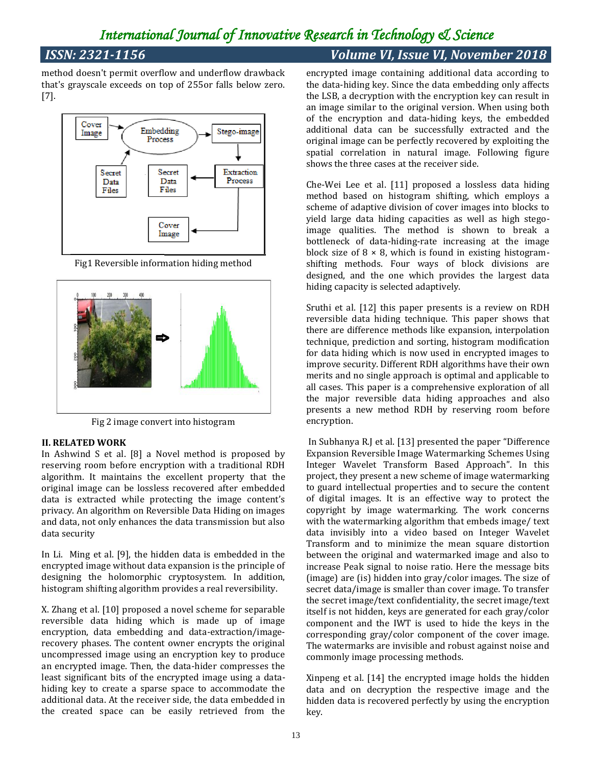method doesn't permit overflow and underflow drawback that's grayscale exceeds on top of 255or falls below zero. [7].

Fig1 Reversible information hiding method

Fig 2 image convert into histogram

**II. RELATED WORK**

In Ashwind S et al. [8] a Novel method is proposed by reserving room before encryption with a traditional RDH algorithm. It maintains the excellent property that the original image can be lossless recovered after embedded data is extracted while protecting the image content's privacy. An algorithm on Reversible Data Hiding on images and data, not only enhances the data transmission but also data security

In Li. Ming et al. [9], the hidden data is embedded in the encrypted image without data expansion is the principle of designing the holomorphic cryptosystem. In addition, histogram shifting algorithm provides a real reversibility.

X. Zhang et al. [10] proposed a novel scheme for separable reversible data hiding which is made up of image encryption, data embedding and data-extraction/image-recovery phases. The content owner encrypts the original uncompressed image using an encryption key to produce an encrypted image. Then, the data-hider compresses the least significant bits of the encrypted image using a data-hiding key to create a sparse space to accommodate the additional data. At the receiver side, the data embedded in the created space can be easily retrieved from the encrypted image containing additional data according to the data-hiding key. Since the data embedding only affects the LSB, a decryption with the encryption key can result in an image similar to the original version. When using both of the encryption and data-hiding keys, the embedded additional data can be successfully extracted and the original image can be perfectly recovered by exploiting the spatial correlation in natural image. Following figure shows the three cases at the receiver side.

Che-Wei Lee et al. [11] proposed a lossless data hiding method based on histogram shifting, which employs a scheme of adaptive division of cover images into blocks to yield large data hiding capacities as well as high stego-image qualities. The method is shown to break a bottleneck of data-hiding-rate increasing at the image block size of 8 × 8, which is found in existing histogram-shifting methods. Four ways of block divisions are designed, and the one which provides the largest data hiding capacity is selected adaptively.

Sruthi et al. [12] this paper presents is a review on RDH reversible data hiding technique. This paper shows that there are difference methods like expansion, interpolation technique, prediction and sorting, histogram modification for data hiding which is now used in encrypted images to improve security. Different RDH algorithms have their own merits and no single approach is optimal and applicable to all cases. This paper is a comprehensive exploration of all the major reversible data hiding approaches and also presents a new method RDH by reserving room before encryption.

In Subhanya R.J et al. [13] presented the paper "Difference Expansion Reversible Image Watermarking Schemes Using Integer Wavelet Transform Based Approach". In this project, they present a new scheme of image watermarking to guard intellectual properties and to secure the content of digital images. It is an effective way to protect the copyright by image watermarking. The work concerns with the watermarking algorithm that embeds image/ text data invisibly into a video based on Integer Wavelet Transform and to minimize the mean square distortion between the original and watermarked image and also to increase Peak signal to noise ratio. Here the message bits (image) are (is) hidden into gray/color images. The size of secret data/image is smaller than cover image. To transfer the secret image/text confidentiality, the secret image/text itself is not hidden, keys are generated for each gray/color component and the IWT is used to hide the keys in the corresponding gray/color component of the cover image. The watermarks are invisible and robust against noise and commonly image processing methods.

Xinpeng et al. [14] the encrypted image holds the hidden data and on decryption the respective image and the hidden data is recovered perfectly by using the encryption key.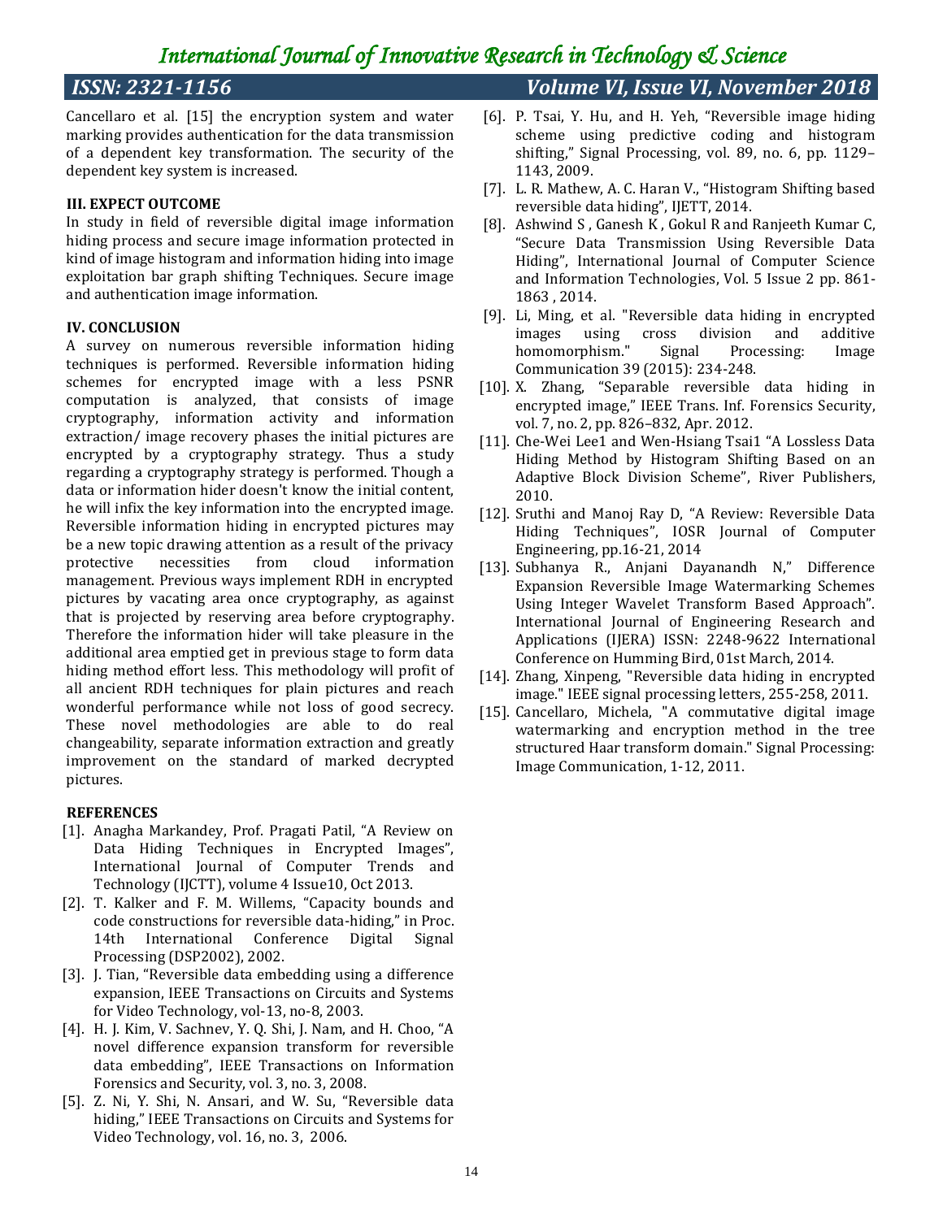Cancellaro et al. [15] the encryption system and water marking provides authentication for the data transmission of a dependent key transformation. The security of the dependent key system is increased.

## III. EXPECT OUTCOME

In study in field of reversible digital image information hiding process and secure image information protected in kind of image histogram and information hiding into image exploitation bar graph shifting Techniques. Secure image and authentication image information.

## IV. CONCLUSION

A survey on numerous reversible information hiding techniques is performed. Reversible information hiding schemes for encrypted image with a less PSNR computation is analyzed, that consists of image cryptography, information activity and information extraction/ image recovery phases the initial pictures are encrypted by a cryptography strategy. Thus a study regarding a cryptography strategy is performed. Though a data or information hider doesn't know the initial content, he will infix the key information into the encrypted image. Reversible information hiding in encrypted pictures may be a new topic drawing attention as a result of the privacy protective necessities from cloud information management. Previous ways implement RDH in encrypted pictures by vacating area once cryptography, as against that is projected by reserving area before cryptography. Therefore the information hider will take pleasure in the additional area emptied get in previous stage to form data hiding method effort less. This methodology will profit of all ancient RDH techniques for plain pictures and reach wonderful performance while not loss of good secrecy. These novel methodologies are able to do real changeability, separate information extraction and greatly improvement on the standard of marked decrypted pictures.

## REFERENCES

[1]. Anagha Markandey, Prof. Pragati Patil, "A Review on Data Hiding Techniques in Encrypted Images", International Journal of Computer Trends and Technology (IJCTT), volume 4 Issue10, Oct 2013.

[2]. T. Kalker and F. M. Willems, "Capacity bounds and code constructions for reversible data-hiding," in Proc. 14th International Conference Digital Signal Processing (DSP2002), 2002.

[3]. J. Tian, "Reversible data embedding using a difference expansion, IEEE Transactions on Circuits and Systems for Video Technology, vol-13, no-8, 2003.

[4]. H. J. Kim, V. Sachnev, Y. Q. Shi, J. Nam, and H. Choo, "A novel difference expansion transform for reversible data embedding", IEEE Transactions on Information Forensics and Security, vol. 3, no. 3, 2008.

[5]. Z. Ni, Y. Shi, N. Ansari, and W. Su, "Reversible data hiding," IEEE Transactions on Circuits and Systems for Video Technology, vol. 16, no. 3, 2006.

[6]. P. Tsai, Y. Hu, and H. Yeh, "Reversible image hiding scheme using predictive coding and histogram shifting," Signal Processing, vol. 89, no. 6, pp. 1129–1143, 2009.

[7]. L. R. Mathew, A. C. Haran V., "Histogram Shifting based reversible data hiding", IJETT, 2014.

[8]. Ashwind S , Ganesh K , Gokul R and Ranjeeth Kumar C, "Secure Data Transmission Using Reversible Data Hiding", International Journal of Computer Science and Information Technologies, Vol. 5 Issue 2 pp. 861-1863 , 2014.

[9]. Li, Ming, et al. "Reversible data hiding in encrypted images using cross division and additive homomorphism." Signal Processing: Image Communication 39 (2015): 234-248.

[10]. X. Zhang, "Separable reversible data hiding in encrypted image," IEEE Trans. Inf. Forensics Security, vol. 7, no. 2, pp. 826–832, Apr. 2012.

[11]. Che-Wei Lee1 and Wen-Hsiang Tsai1 "A Lossless Data Hiding Method by Histogram Shifting Based on an Adaptive Block Division Scheme", River Publishers, 2010.

[12]. Sruthi and Manoj Ray D, "A Review: Reversible Data Hiding Techniques", IOSR Journal of Computer Engineering, pp.16-21, 2014

[13]. Subhanya R., Anjani Dayanandh N," Difference Expansion Reversible Image Watermarking Schemes Using Integer Wavelet Transform Based Approach". International Journal of Engineering Research and Applications (IJERA) ISSN: 2248-9622 International Conference on Humming Bird, 01st March, 2014.

[14]. Zhang, Xinpeng, "Reversible data hiding in encrypted image." IEEE signal processing letters, 255-258, 2011.

[15]. Cancellaro, Michela, "A commutative digital image watermarking and encryption method in the tree structured Haar transform domain." Signal Processing: Image Communication, 1-12, 2011.